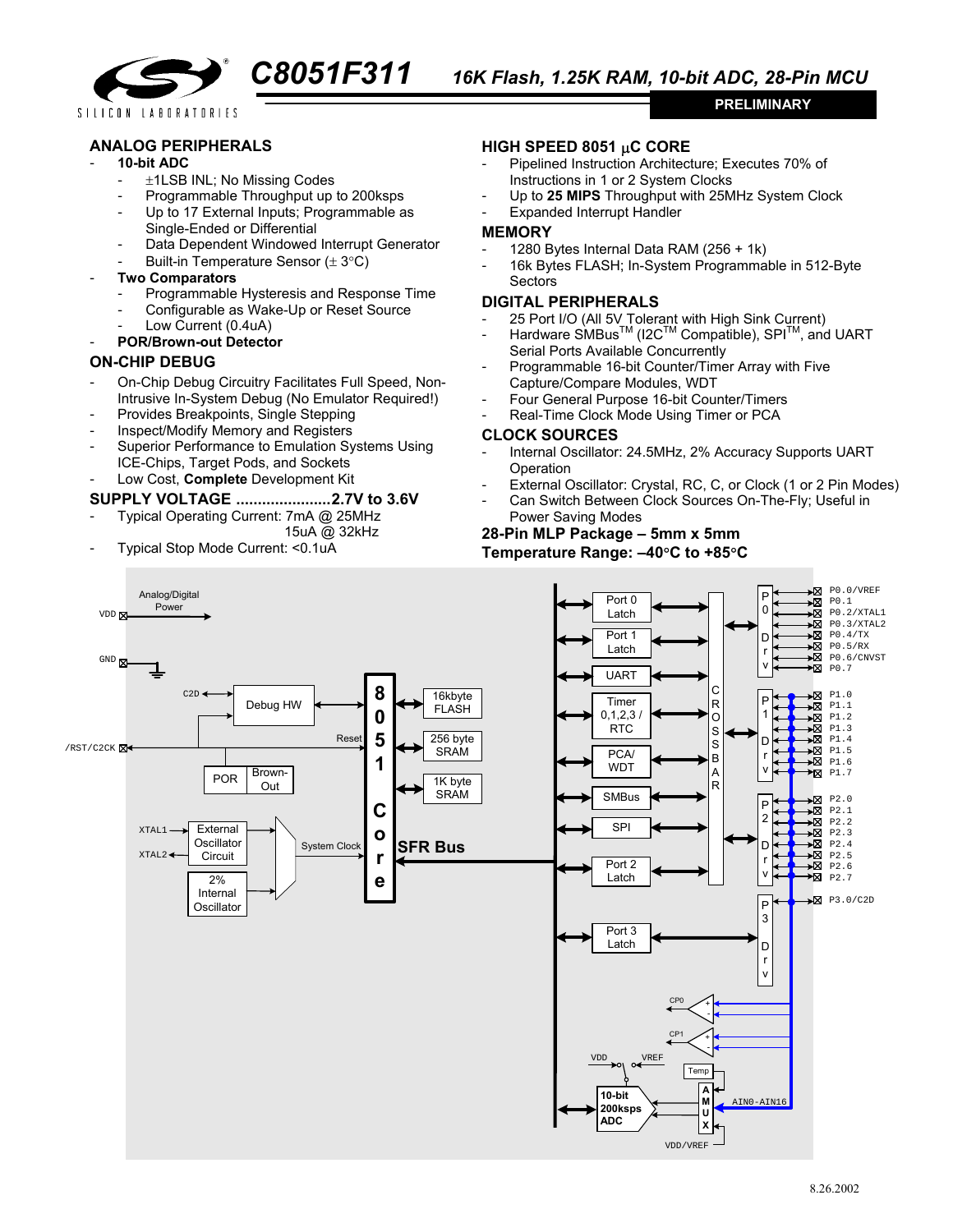# C8051F311

## 16K Flash, 1.25K RAM, 10-bit ADC, 28-Pin MCU

**PRELIMINARY**

### ANALOG PERIPHERALS

- **10-bit ADC**
  - ±1LSB INL; No Missing Codes
  - Programmable Throughput up to 200ksps
  - Up to 17 External Inputs; Programmable as Single-Ended or Differential
  - Data Dependent Windowed Interrupt Generator
  - Built-in Temperature Sensor (± 3°C)
- **Two Comparators**
  - Programmable Hysteresis and Response Time
  - Configurable as Wake-Up or Reset Source
  - Low Current (0.4uA)
- **POR/Brown-out Detector**

### ON-CHIP DEBUG

- On-Chip Debug Circuitry Facilitates Full Speed, Non-Intrusive In-System Debug (No Emulator Required!)
- Provides Breakpoints, Single Stepping
- Inspect/Modify Memory and Registers
- Superior Performance to Emulation Systems Using ICE-Chips, Target Pods, and Sockets
- Low Cost, **Complete** Development Kit

### SUPPLY VOLTAGE ......................2.7V to 3.6V

- Typical Operating Current: 7mA @ 25MHz
  15uA @ 32kHz
- Typical Stop Mode Current: <0.1uA

### HIGH SPEED 8051 µC CORE

- Pipelined Instruction Architecture; Executes 70% of Instructions in 1 or 2 System Clocks
- Up to **25 MIPS** Throughput with 25MHz System Clock
- Expanded Interrupt Handler

### MEMORY

- 1280 Bytes Internal Data RAM (256 + 1k)
- 16k Bytes FLASH; In-System Programmable in 512-Byte Sectors

### DIGITAL PERIPHERALS

- 25 Port I/O (All 5V Tolerant with High Sink Current)
- Hardware SMBus™ (I2C™ Compatible), SPI™, and UART Serial Ports Available Concurrently
- Programmable 16-bit Counter/Timer Array with Five Capture/Compare Modules, WDT
- Four General Purpose 16-bit Counter/Timers
- Real-Time Clock Mode Using Timer or PCA

### CLOCK SOURCES

- Internal Oscillator: 24.5MHz, 2% Accuracy Supports UART Operation
- External Oscillator: Crystal, RC, C, or Clock (1 or 2 Pin Modes)
- Can Switch Between Clock Sources On-The-Fly; Useful in Power Saving Modes

### 28-Pin MLP Package – 5mm x 5mm

### Temperature Range: –40°C to +85°C

Analog/Digital Power, VDD, GND, C2D, Debug HW, /RST/C2CK, Reset, POR, Brown-Out, XTAL1, XTAL2, External Oscillator Circuit, 2% Internal Oscillator, System Clock, 8051 Core, 16kbyte FLASH, 256 byte SRAM, 1K byte SRAM, SFR Bus, Port 0 Latch, Port 1 Latch, UART, Timer 0,1,2,3 / RTC, PCA/WDT, SMBus, SPI, Port 2 Latch, Port 3 Latch, CROSSBAR, P0 Drv, P1 Drv, P2 Drv, P3 Drv, P0.0/VREF, P0.1, P0.2/XTAL1, P0.3/XTAL2, P0.4/TX, P0.5/RX, P0.6/CNVST, P0.7, P1.0, P1.1, P1.2, P1.3, P1.4, P1.5, P1.6, P1.7, P2.0, P2.1, P2.2, P2.3, P2.4, P2.5, P2.6, P2.7, P3.0/C2D, CP0, CP1, VDD, VREF, Temp, 10-bit 200ksps ADC, AMUX, AIN0-AIN16, VDD/VREF

8.26.2002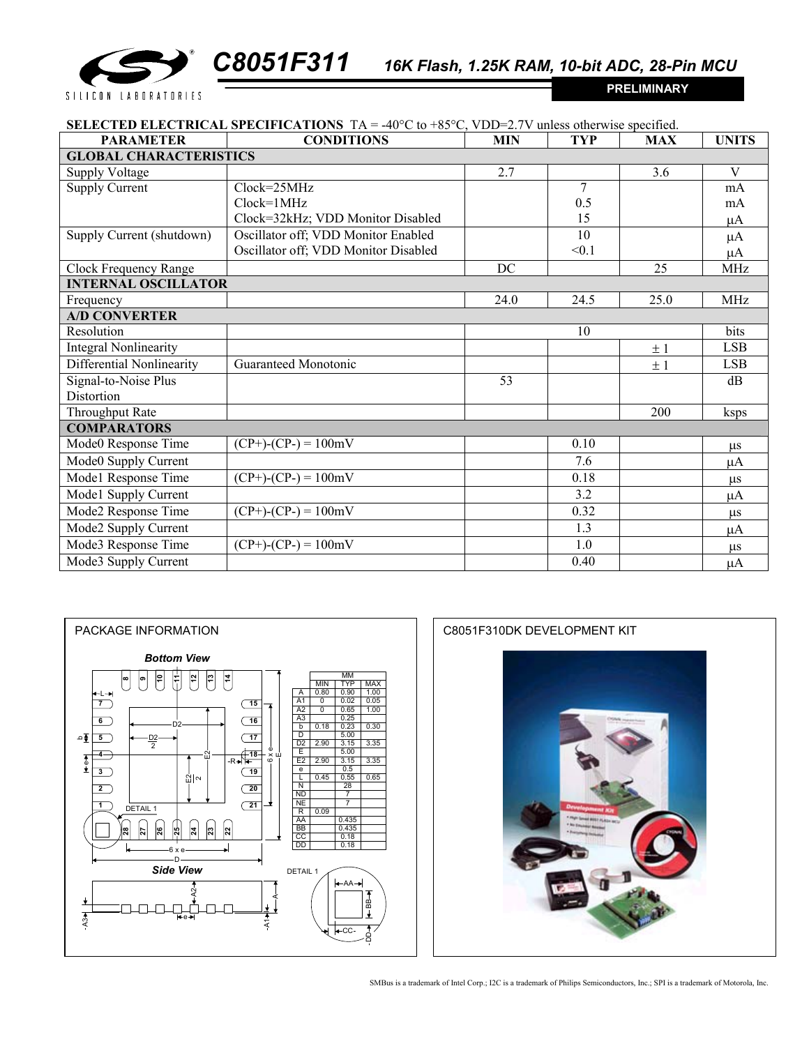# C8051F311 16K Flash, 1.25K RAM, 10-bit ADC, 28-Pin MCU

PRELIMINARY

**SELECTED ELECTRICAL SPECIFICATIONS** TA = -40°C to +85°C, VDD=2.7V unless otherwise specified.

| PARAMETER | CONDITIONS | MIN | TYP | MAX | UNITS |
|---|---|---|---|---|---|
| **GLOBAL CHARACTERISTICS** | | | | | |
| Supply Voltage | | 2.7 | | 3.6 | V |
| Supply Current | Clock=25MHz<br>Clock=1MHz<br>Clock=32kHz; VDD Monitor Disabled | | 7<br>0.5<br>15 | | mA<br>mA<br>μA |
| Supply Current (shutdown) | Oscillator off; VDD Monitor Enabled<br>Oscillator off; VDD Monitor Disabled | | 10<br><0.1 | | μA<br>μA |
| Clock Frequency Range | | DC | | 25 | MHz |
| **INTERNAL OSCILLATOR** | | | | | |
| Frequency | | 24.0 | 24.5 | 25.0 | MHz |
| **A/D CONVERTER** | | | | | |
| Resolution | | | 10 | | bits |
| Integral Nonlinearity | | | | ± 1 | LSB |
| Differential Nonlinearity | Guaranteed Monotonic | | | ± 1 | LSB |
| Signal-to-Noise Plus Distortion | | 53 | | | dB |
| Throughput Rate | | | | 200 | ksps |
| **COMPARATORS** | | | | | |
| Mode0 Response Time | (CP+)-(CP-) = 100mV | | 0.10 | | μs |
| Mode0 Supply Current | | | 7.6 | | μA |
| Mode1 Response Time | (CP+)-(CP-) = 100mV | | 0.18 | | μs |
| Mode1 Supply Current | | | 3.2 | | μA |
| Mode2 Response Time | (CP+)-(CP-) = 100mV | | 0.32 | | μs |
| Mode2 Supply Current | | | 1.3 | | μA |
| Mode3 Response Time | (CP+)-(CP-) = 100mV | | 1.0 | | μs |
| Mode3 Supply Current | | | 0.40 | | μA |

## PACKAGE INFORMATION

Bottom View

Side View

DETAIL 1

| | MM MIN | MM TYP | MM MAX |
|---|---|---|---|
| A | 0.80 | 0.90 | 1.00 |
| A1 | 0 | 0.02 | 0.05 |
| A2 | 0 | 0.65 | 1.00 |
| A3 | | 0.25 | |
| b | 0.18 | 0.23 | 0.30 |
| D | | 5.00 | |
| D2 | 2.90 | 3.15 | 3.35 |
| E | | 5.00 | |
| E2 | 2.90 | 3.15 | 3.35 |
| e | | 0.5 | |
| L | 0.45 | 0.55 | 0.65 |
| N | | 28 | |
| ND | | 7 | |
| NE | | 7 | |
| R | 0.09 | | |
| AA | | 0.435 | |
| BB | | 0.435 | |
| CC | | 0.18 | |
| DD | | 0.18 | |

## C8051F310DK DEVELOPMENT KIT

SMBus is a trademark of Intel Corp.; I2C is a trademark of Philips Semiconductors, Inc.; SPI is a trademark of Motorola, Inc.